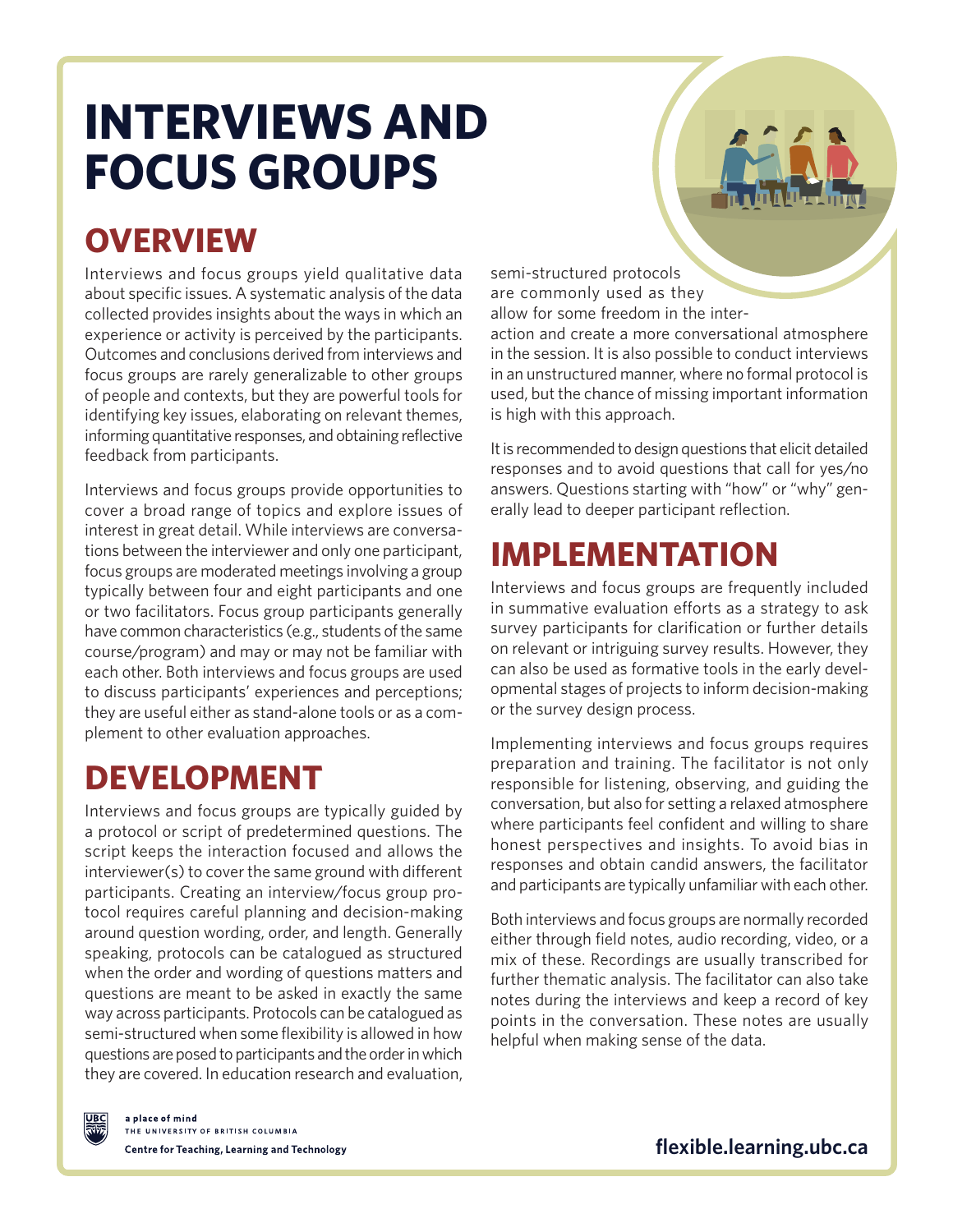# INTERVIEWS AND FOCUS GROUPS

## OVERVIEW

Interviews and focus groups yield qualitative data about specific issues. A systematic analysis of the data collected provides insights about the ways in which an experience or activity is perceived by the participants. Outcomes and conclusions derived from interviews and focus groups are rarely generalizable to other groups of people and contexts, but they are powerful tools for identifying key issues, elaborating on relevant themes, informing quantitative responses, and obtaining reflective feedback from participants.

Interviews and focus groups provide opportunities to cover a broad range of topics and explore issues of interest in great detail. While interviews are conversations between the interviewer and only one participant, focus groups are moderated meetings involving a group typically between four and eight participants and one or two facilitators. Focus group participants generally have common characteristics (e.g., students of the same course/program) and may or may not be familiar with each other. Both interviews and focus groups are used to discuss participants' experiences and perceptions; they are useful either as stand-alone tools or as a complement to other evaluation approaches.

## DEVELOPMENT

Interviews and focus groups are typically guided by a protocol or script of predetermined questions. The script keeps the interaction focused and allows the interviewer(s) to cover the same ground with different participants. Creating an interview/focus group protocol requires careful planning and decision-making around question wording, order, and length. Generally speaking, protocols can be catalogued as structured when the order and wording of questions matters and questions are meant to be asked in exactly the same way across participants. Protocols can be catalogued as semi-structured when some flexibility is allowed in how questions are posed to participants and the order in which they are covered. In education research and evaluation, semi-structured protocols are commonly used as they allow for some freedom in the interaction and create a more conversational atmosphere in the session. It is also possible to conduct interviews in an unstructured manner, where no formal protocol is used, but the chance of missing important information is high with this approach.

It is recommended to design questions that elicit detailed responses and to avoid questions that call for yes/no answers. Questions starting with "how" or "why" generally lead to deeper participant reflection.

## IMPLEMENTATION

Interviews and focus groups are frequently included in summative evaluation efforts as a strategy to ask survey participants for clarification or further details on relevant or intriguing survey results. However, they can also be used as formative tools in the early developmental stages of projects to inform decision-making or the survey design process.

Implementing interviews and focus groups requires preparation and training. The facilitator is not only responsible for listening, observing, and guiding the conversation, but also for setting a relaxed atmosphere where participants feel confident and willing to share honest perspectives and insights. To avoid bias in responses and obtain candid answers, the facilitator and participants are typically unfamiliar with each other.

Both interviews and focus groups are normally recorded either through field notes, audio recording, video, or a mix of these. Recordings are usually transcribed for further thematic analysis. The facilitator can also take notes during the interviews and keep a record of key points in the conversation. These notes are usually helpful when making sense of the data.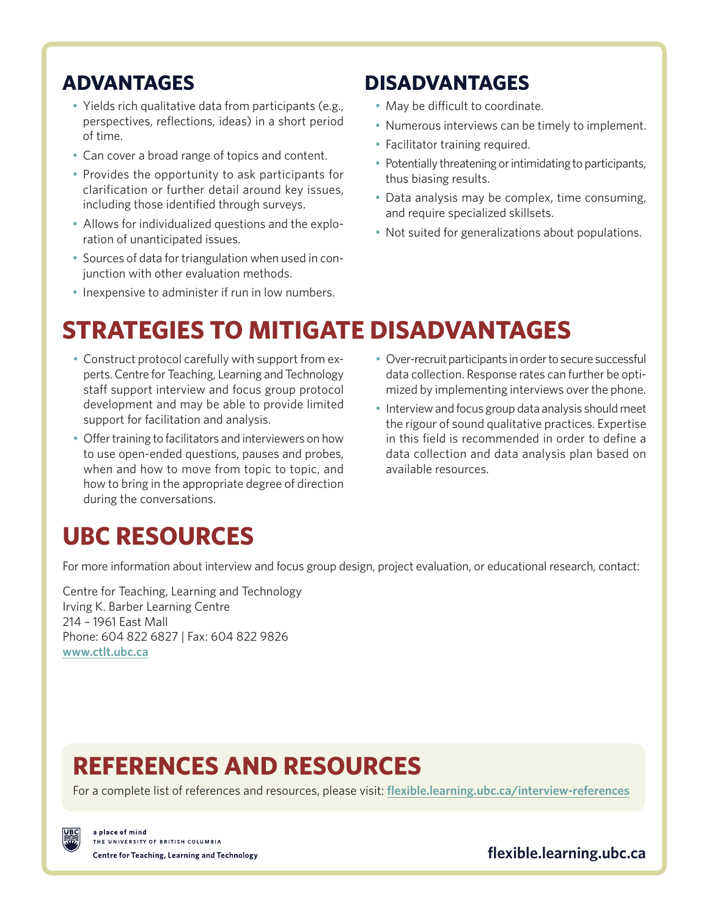## ADVANTAGES

- Yields rich qualitative data from participants (e.g., perspectives, reflections, ideas) in a short period of time.
- Can cover a broad range of topics and content.
- Provides the opportunity to ask participants for clarification or further detail around key issues, including those identified through surveys.
- Allows for individualized questions and the exploration of unanticipated issues.
- Sources of data for triangulation when used in conjunction with other evaluation methods.
- Inexpensive to administer if run in low numbers.

## DISADVANTAGES

- May be difficult to coordinate.
- Numerous interviews can be timely to implement.
- Facilitator training required.
- Potentially threatening or intimidating to participants, thus biasing results.
- Data analysis may be complex, time consuming, and require specialized skillsets.
- Not suited for generalizations about populations.

## STRATEGIES TO MITIGATE DISADVANTAGES

- Construct protocol carefully with support from experts. Centre for Teaching, Learning and Technology staff support interview and focus group protocol development and may be able to provide limited support for facilitation and analysis.
- Offer training to facilitators and interviewers on how to use open-ended questions, pauses and probes, when and how to move from topic to topic, and how to bring in the appropriate degree of direction during the conversations.
- Over-recruit participants in order to secure successful data collection. Response rates can further be optimized by implementing interviews over the phone.
- Interview and focus group data analysis should meet the rigour of sound qualitative practices. Expertise in this field is recommended in order to define a data collection and data analysis plan based on available resources.

## UBC RESOURCES

For more information about interview and focus group design, project evaluation, or educational research, contact:

Centre for Teaching, Learning and Technology
Irving K. Barber Learning Centre
214 – 1961 East Mall
Phone: 604 822 6827 | Fax: 604 822 9826
[www.ctlt.ubc.ca](http://www.ctlt.ubc.ca)

## REFERENCES AND RESOURCES

For a complete list of references and resources, please visit: **flexible.learning.ubc.ca/interview-references**

a place of mind
THE UNIVERSITY OF BRITISH COLUMBIA
Centre for Teaching, Learning and Technology

**flexible.learning.ubc.ca**